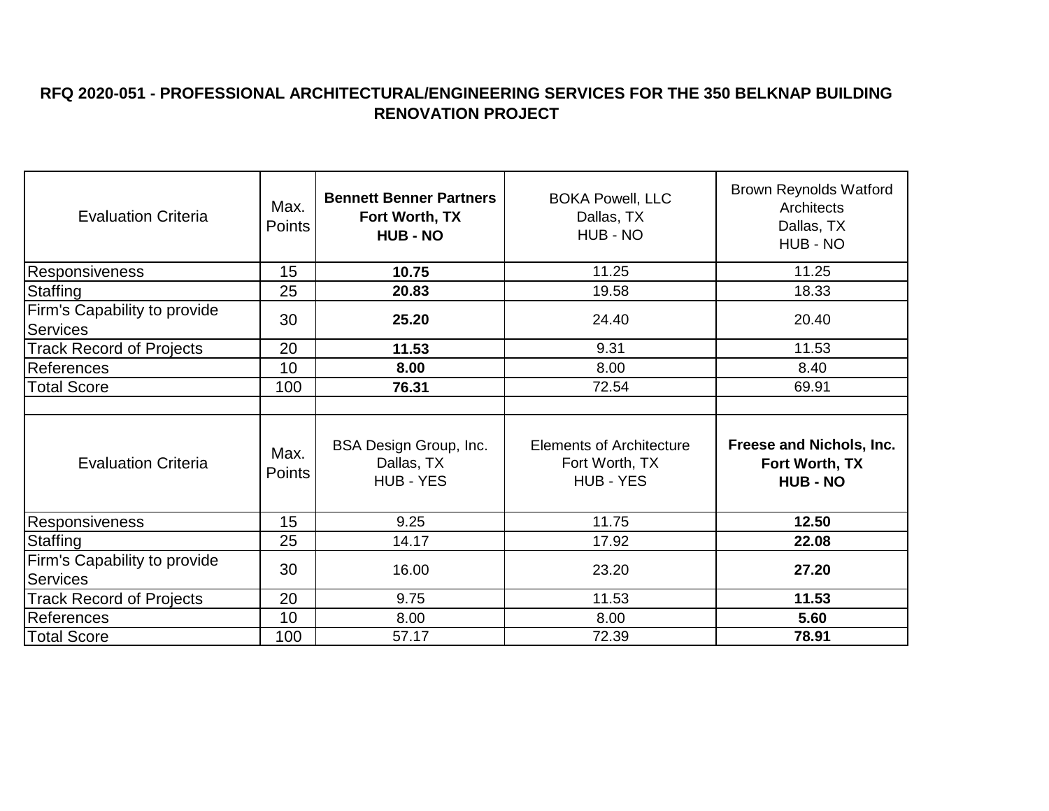**RFQ 2020-051 - PROFESSIONAL ARCHITECTURAL/ENGINEERING SERVICES FOR THE 350 BELKNAP BUILDING RENOVATION PROJECT**

| Evaluation Criteria | Max. Points | **Bennett Benner Partners Fort Worth, TX HUB - NO** | BOKA Powell, LLC Dallas, TX HUB - NO | Brown Reynolds Watford Architects Dallas, TX HUB - NO |
|---|---|---|---|---|
| Responsiveness | 15 | **10.75** | 11.25 | 11.25 |
| Staffing | 25 | **20.83** | 19.58 | 18.33 |
| Firm's Capability to provide Services | 30 | **25.20** | 24.40 | 20.40 |
| Track Record of Projects | 20 | **11.53** | 9.31 | 11.53 |
| References | 10 | **8.00** | 8.00 | 8.40 |
| Total Score | 100 | **76.31** | 72.54 | 69.91 |
| | | | | |
| Evaluation Criteria | Max. Points | BSA Design Group, Inc. Dallas, TX HUB - YES | Elements of Architecture Fort Worth, TX HUB - YES | **Freese and Nichols, Inc. Fort Worth, TX HUB - NO** |
| Responsiveness | 15 | 9.25 | 11.75 | **12.50** |
| Staffing | 25 | 14.17 | 17.92 | **22.08** |
| Firm's Capability to provide Services | 30 | 16.00 | 23.20 | **27.20** |
| Track Record of Projects | 20 | 9.75 | 11.53 | **11.53** |
| References | 10 | 8.00 | 8.00 | **5.60** |
| Total Score | 100 | 57.17 | 72.39 | **78.91** |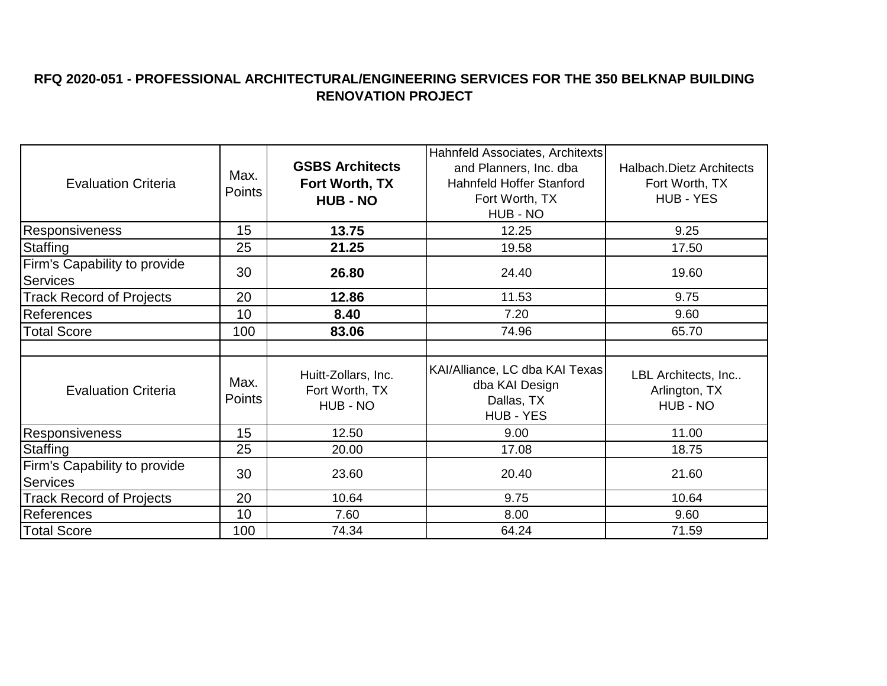## RFQ 2020-051 - PROFESSIONAL ARCHITECTURAL/ENGINEERING SERVICES FOR THE 350 BELKNAP BUILDING RENOVATION PROJECT

| Evaluation Criteria | Max. Points | **GSBS Architects Fort Worth, TX HUB - NO** | Hahnfeld Associates, Architexts and Planners, Inc. dba Hahnfeld Hoffer Stanford Fort Worth, TX HUB - NO | Halbach.Dietz Architects Fort Worth, TX HUB - YES |
|---|---|---|---|---|
| Responsiveness | 15 | **13.75** | 12.25 | 9.25 |
| Staffing | 25 | **21.25** | 19.58 | 17.50 |
| Firm's Capability to provide Services | 30 | **26.80** | 24.40 | 19.60 |
| Track Record of Projects | 20 | **12.86** | 11.53 | 9.75 |
| References | 10 | **8.40** | 7.20 | 9.60 |
| Total Score | 100 | **83.06** | 74.96 | 65.70 |
| | | | | |
| Evaluation Criteria | Max. Points | Huitt-Zollars, Inc. Fort Worth, TX HUB - NO | KAI/Alliance, LC dba KAI Texas dba KAI Design Dallas, TX HUB - YES | LBL Architects, Inc.. Arlington, TX HUB - NO |
| Responsiveness | 15 | 12.50 | 9.00 | 11.00 |
| Staffing | 25 | 20.00 | 17.08 | 18.75 |
| Firm's Capability to provide Services | 30 | 23.60 | 20.40 | 21.60 |
| Track Record of Projects | 20 | 10.64 | 9.75 | 10.64 |
| References | 10 | 7.60 | 8.00 | 9.60 |
| Total Score | 100 | 74.34 | 64.24 | 71.59 |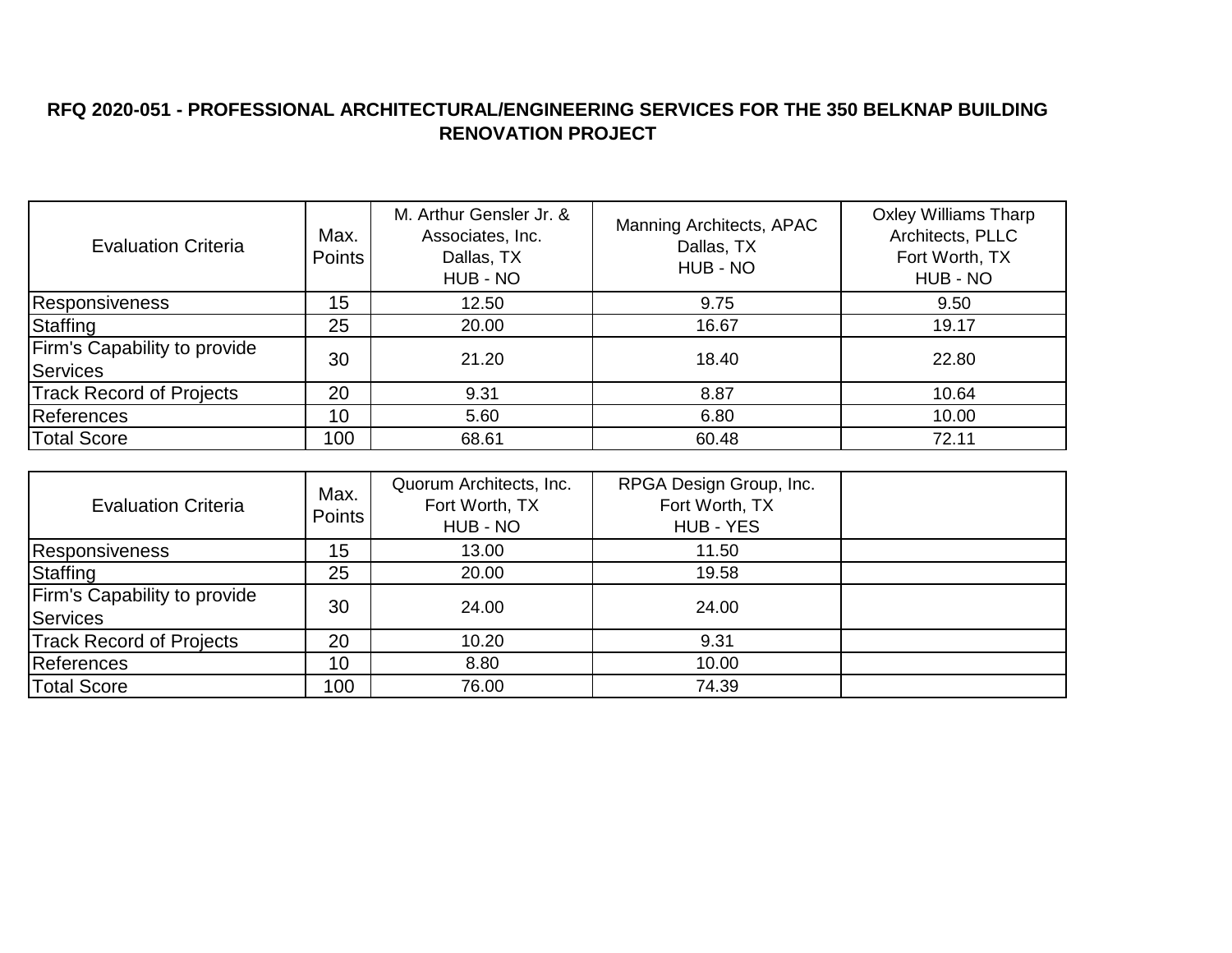**RFQ 2020-051 - PROFESSIONAL ARCHITECTURAL/ENGINEERING SERVICES FOR THE 350 BELKNAP BUILDING RENOVATION PROJECT**

| Evaluation Criteria | Max. Points | M. Arthur Gensler Jr. & Associates, Inc. Dallas, TX HUB - NO | Manning Architects, APAC Dallas, TX HUB - NO | Oxley Williams Tharp Architects, PLLC Fort Worth, TX HUB - NO |
|---|---|---|---|---|
| Responsiveness | 15 | 12.50 | 9.75 | 9.50 |
| Staffing | 25 | 20.00 | 16.67 | 19.17 |
| Firm's Capability to provide Services | 30 | 21.20 | 18.40 | 22.80 |
| Track Record of Projects | 20 | 9.31 | 8.87 | 10.64 |
| References | 10 | 5.60 | 6.80 | 10.00 |
| Total Score | 100 | 68.61 | 60.48 | 72.11 |

| Evaluation Criteria | Max. Points | Quorum Architects, Inc. Fort Worth, TX HUB - NO | RPGA Design Group, Inc. Fort Worth, TX HUB - YES | |
|---|---|---|---|---|
| Responsiveness | 15 | 13.00 | 11.50 | |
| Staffing | 25 | 20.00 | 19.58 | |
| Firm's Capability to provide Services | 30 | 24.00 | 24.00 | |
| Track Record of Projects | 20 | 10.20 | 9.31 | |
| References | 10 | 8.80 | 10.00 | |
| Total Score | 100 | 76.00 | 74.39 | |